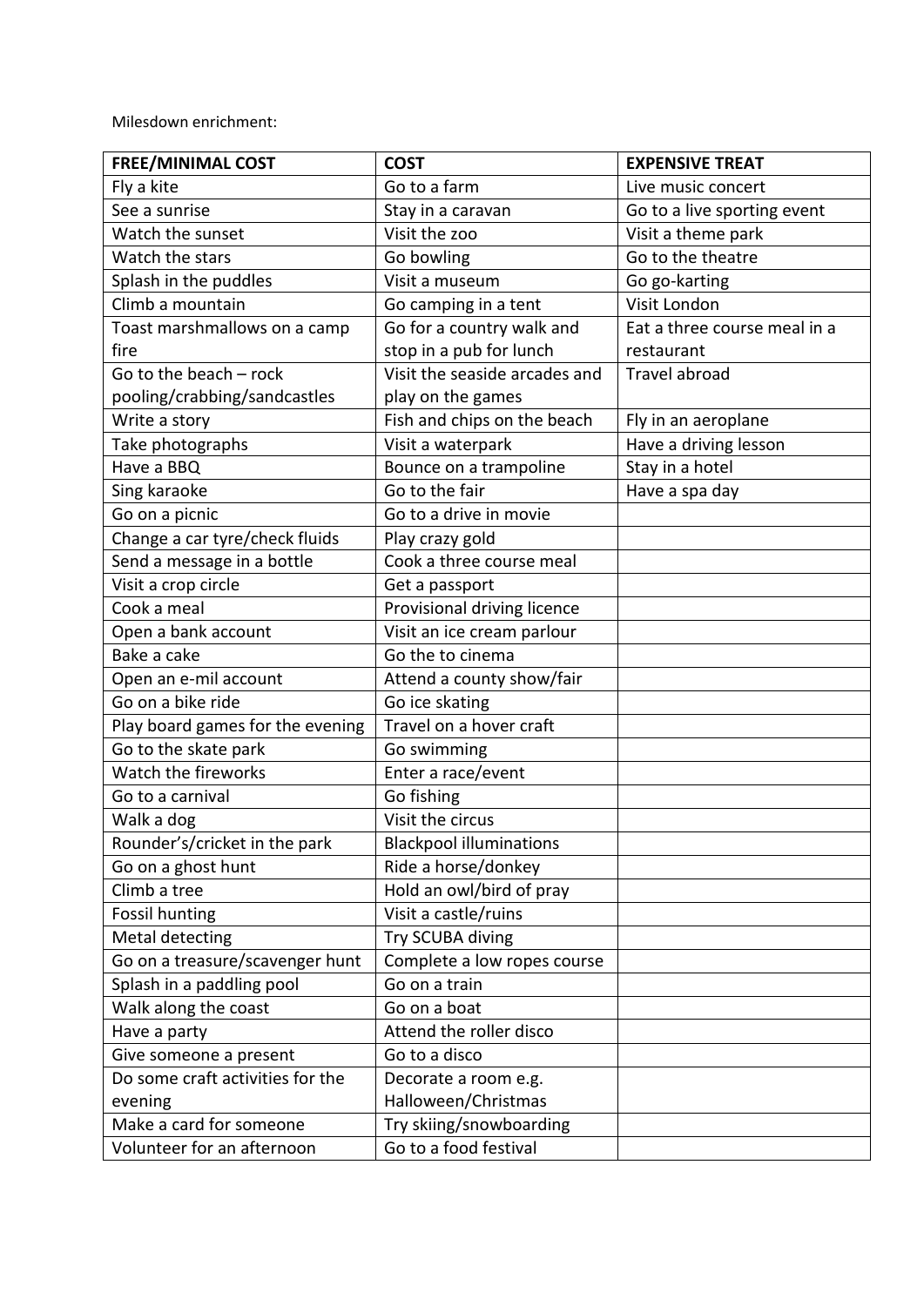Milesdown enrichment:

| FREE/MINIMAL COST | COST | EXPENSIVE TREAT |
|---|---|---|
| Fly a kite | Go to a farm | Live music concert |
| See a sunrise | Stay in a caravan | Go to a live sporting event |
| Watch the sunset | Visit the zoo | Visit a theme park |
| Watch the stars | Go bowling | Go to the theatre |
| Splash in the puddles | Visit a museum | Go go-karting |
| Climb a mountain | Go camping in a tent | Visit London |
| Toast marshmallows on a camp fire | Go for a country walk and stop in a pub for lunch | Eat a three course meal in a restaurant |
| Go to the beach – rock pooling/crabbing/sandcastles | Visit the seaside arcades and play on the games | Travel abroad |
| Write a story | Fish and chips on the beach | Fly in an aeroplane |
| Take photographs | Visit a waterpark | Have a driving lesson |
| Have a BBQ | Bounce on a trampoline | Stay in a hotel |
| Sing karaoke | Go to the fair | Have a spa day |
| Go on a picnic | Go to a drive in movie | |
| Change a car tyre/check fluids | Play crazy gold | |
| Send a message in a bottle | Cook a three course meal | |
| Visit a crop circle | Get a passport | |
| Cook a meal | Provisional driving licence | |
| Open a bank account | Visit an ice cream parlour | |
| Bake a cake | Go the to cinema | |
| Open an e-mil account | Attend a county show/fair | |
| Go on a bike ride | Go ice skating | |
| Play board games for the evening | Travel on a hover craft | |
| Go to the skate park | Go swimming | |
| Watch the fireworks | Enter a race/event | |
| Go to a carnival | Go fishing | |
| Walk a dog | Visit the circus | |
| Rounder's/cricket in the park | Blackpool illuminations | |
| Go on a ghost hunt | Ride a horse/donkey | |
| Climb a tree | Hold an owl/bird of pray | |
| Fossil hunting | Visit a castle/ruins | |
| Metal detecting | Try SCUBA diving | |
| Go on a treasure/scavenger hunt | Complete a low ropes course | |
| Splash in a paddling pool | Go on a train | |
| Walk along the coast | Go on a boat | |
| Have a party | Attend the roller disco | |
| Give someone a present | Go to a disco | |
| Do some craft activities for the evening | Decorate a room e.g. Halloween/Christmas | |
| Make a card for someone | Try skiing/snowboarding | |
| Volunteer for an afternoon | Go to a food festival | |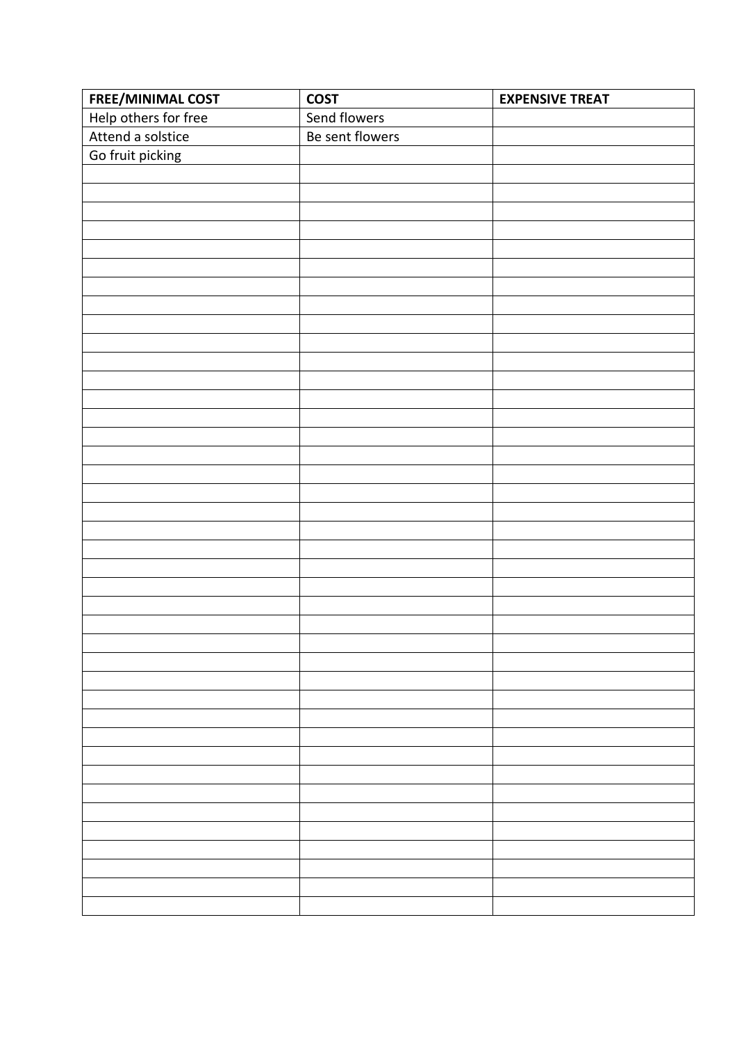| FREE/MINIMAL COST | COST | EXPENSIVE TREAT |
| --- | --- | --- |
| Help others for free | Send flowers | |
| Attend a solstice | Be sent flowers | |
| Go fruit picking | | |
| | | |
| | | |
| | | |
| | | |
| | | |
| | | |
| | | |
| | | |
| | | |
| | | |
| | | |
| | | |
| | | |
| | | |
| | | |
| | | |
| | | |
| | | |
| | | |
| | | |
| | | |
| | | |
| | | |
| | | |
| | | |
| | | |
| | | |
| | | |
| | | |
| | | |
| | | |
| | | |
| | | |
| | | |
| | | |
| | | |
| | | |
| | | |
| | | |
| | | |